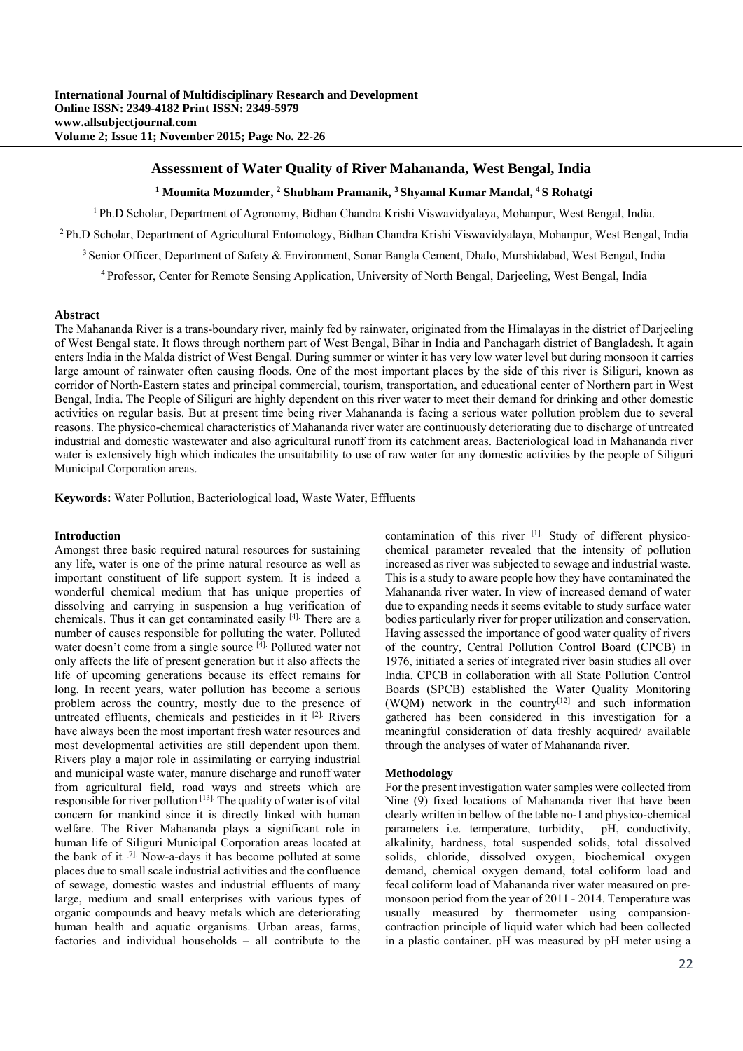# Assessment of Water Quality of River Mahananda, West Bengal, India

**[1] Moumita Mozumder, [2] Shubham Pramanik, [3] Shyamal Kumar Mandal, [4] S Rohatgi**

[1] Ph.D Scholar, Department of Agronomy, Bidhan Chandra Krishi Viswavidyalaya, Mohanpur, West Bengal, India.

[2] Ph.D Scholar, Department of Agricultural Entomology, Bidhan Chandra Krishi Viswavidyalaya, Mohanpur, West Bengal, India

[3] Senior Officer, Department of Safety & Environment, Sonar Bangla Cement, Dhalo, Murshidabad, West Bengal, India

[4] Professor, Center for Remote Sensing Application, University of North Bengal, Darjeeling, West Bengal, India

## Abstract

The Mahananda River is a trans-boundary river, mainly fed by rainwater, originated from the Himalayas in the district of Darjeeling of West Bengal state. It flows through northern part of West Bengal, Bihar in India and Panchagarh district of Bangladesh. It again enters India in the Malda district of West Bengal. During summer or winter it has very low water level but during monsoon it carries large amount of rainwater often causing floods. One of the most important places by the side of this river is Siliguri, known as corridor of North-Eastern states and principal commercial, tourism, transportation, and educational center of Northern part in West Bengal, India. The People of Siliguri are highly dependent on this river water to meet their demand for drinking and other domestic activities on regular basis. But at present time being river Mahananda is facing a serious water pollution problem due to several reasons. The physico-chemical characteristics of Mahananda river water are continuously deteriorating due to discharge of untreated industrial and domestic wastewater and also agricultural runoff from its catchment areas. Bacteriological load in Mahananda river water is extensively high which indicates the unsuitability to use of raw water for any domestic activities by the people of Siliguri Municipal Corporation areas.

**Keywords:** Water Pollution, Bacteriological load, Waste Water, Effluents

## Introduction

Amongst three basic required natural resources for sustaining any life, water is one of the prime natural resource as well as important constituent of life support system. It is indeed a wonderful chemical medium that has unique properties of dissolving and carrying in suspension a hug verification of chemicals. Thus it can get contaminated easily [4]. There are a number of causes responsible for polluting the water. Polluted water doesn't come from a single source [4]. Polluted water not only affects the life of present generation but it also affects the life of upcoming generations because its effect remains for long. In recent years, water pollution has become a serious problem across the country, mostly due to the presence of untreated effluents, chemicals and pesticides in it [2]. Rivers have always been the most important fresh water resources and most developmental activities are still dependent upon them. Rivers play a major role in assimilating or carrying industrial and municipal waste water, manure discharge and runoff water from agricultural field, road ways and streets which are responsible for river pollution [13]. The quality of water is of vital concern for mankind since it is directly linked with human welfare. The River Mahananda plays a significant role in human life of Siliguri Municipal Corporation areas located at the bank of it [7]. Now-a-days it has become polluted at some places due to small scale industrial activities and the confluence of sewage, domestic wastes and industrial effluents of many large, medium and small enterprises with various types of organic compounds and heavy metals which are deteriorating human health and aquatic organisms. Urban areas, farms, factories and individual households – all contribute to the contamination of this river [1]. Study of different physico-chemical parameter revealed that the intensity of pollution increased as river was subjected to sewage and industrial waste. This is a study to aware people how they have contaminated the Mahananda river water. In view of increased demand of water due to expanding needs it seems evitable to study surface water bodies particularly river for proper utilization and conservation. Having assessed the importance of good water quality of rivers of the country, Central Pollution Control Board (CPCB) in 1976, initiated a series of integrated river basin studies all over India. CPCB in collaboration with all State Pollution Control Boards (SPCB) established the Water Quality Monitoring (WQM) network in the country[12] and such information gathered has been considered in this investigation for a meaningful consideration of data freshly acquired/ available through the analyses of water of Mahananda river.

## Methodology

For the present investigation water samples were collected from Nine (9) fixed locations of Mahananda river that have been clearly written in bellow of the table no-1 and physico-chemical parameters i.e. temperature, turbidity, pH, conductivity, alkalinity, hardness, total suspended solids, total dissolved solids, chloride, dissolved oxygen, biochemical oxygen demand, chemical oxygen demand, total coliform load and fecal coliform load of Mahananda river water measured on pre-monsoon period from the year of 2011 - 2014. Temperature was usually measured by thermometer using compansion-contraction principle of liquid water which had been collected in a plastic container. pH was measured by pH meter using a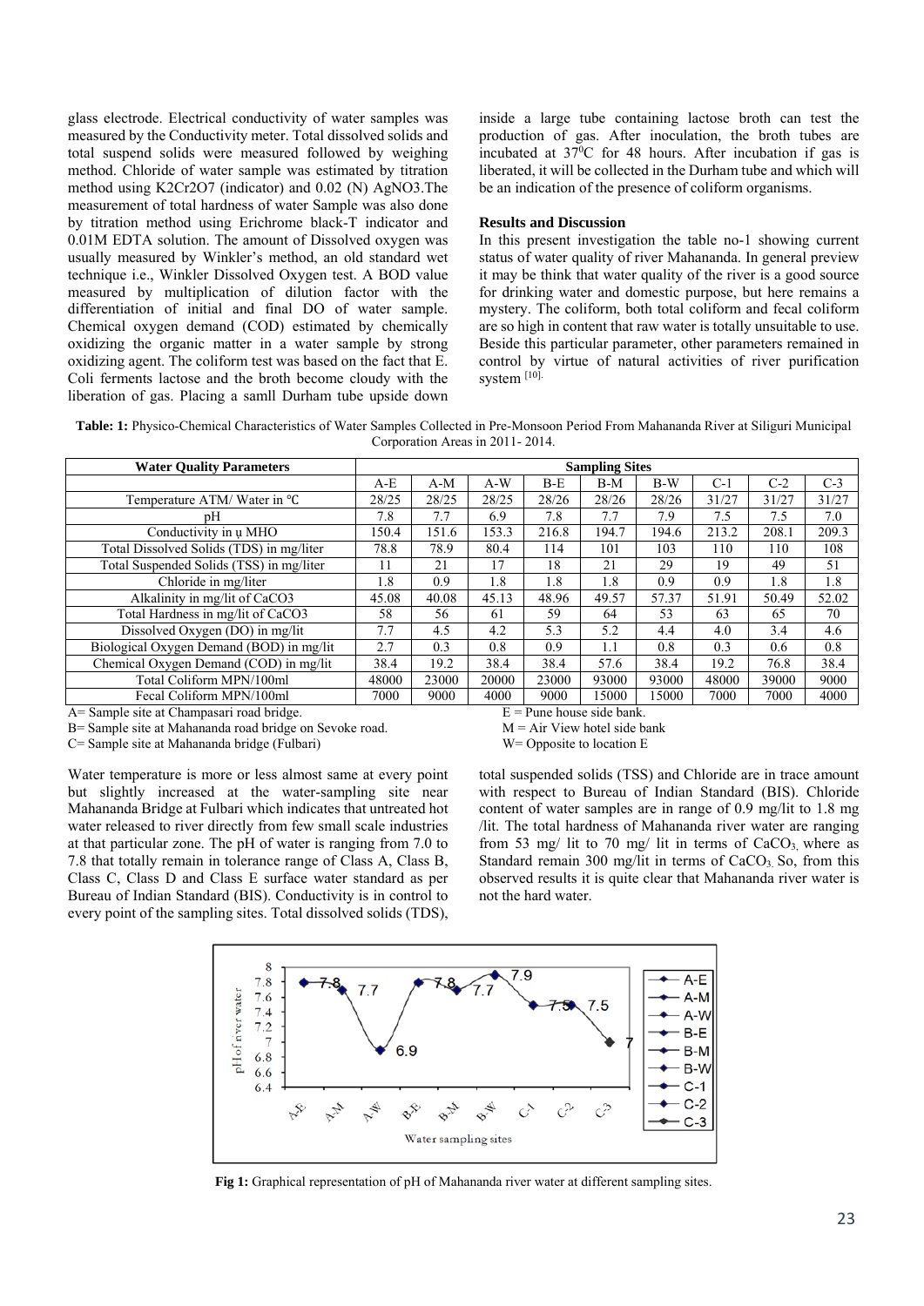glass electrode. Electrical conductivity of water samples was measured by the Conductivity meter. Total dissolved solids and total suspend solids were measured followed by weighing method. Chloride of water sample was estimated by titration method using K2Cr2O7 (indicator) and 0.02 (N) AgNO3.The measurement of total hardness of water Sample was also done by titration method using Erichrome black-T indicator and 0.01M EDTA solution. The amount of Dissolved oxygen was usually measured by Winkler's method, an old standard wet technique i.e., Winkler Dissolved Oxygen test. A BOD value measured by multiplication of dilution factor with the differentiation of initial and final DO of water sample. Chemical oxygen demand (COD) estimated by chemically oxidizing the organic matter in a water sample by strong oxidizing agent. The coliform test was based on the fact that E. Coli ferments lactose and the broth become cloudy with the liberation of gas. Placing a samll Durham tube upside down inside a large tube containing lactose broth can test the production of gas. After inoculation, the broth tubes are incubated at $37^0$C for 48 hours. After incubation if gas is liberated, it will be collected in the Durham tube and which will be an indication of the presence of coliform organisms.

**Results and Discussion**

In this present investigation the table no-1 showing current status of water quality of river Mahananda. In general preview it may be think that water quality of the river is a good source for drinking water and domestic purpose, but here remains a mystery. The coliform, both total coliform and fecal coliform are so high in content that raw water is totally unsuitable to use. Beside this particular parameter, other parameters remained in control by virtue of natural activities of river purification system [10].

**Table: 1:** Physico-Chemical Characteristics of Water Samples Collected in Pre-Monsoon Period From Mahananda River at Siliguri Municipal Corporation Areas in 2011- 2014.

| Water Quality Parameters | Sampling Sites | | | | | | | | |
|---|---|---|---|---|---|---|---|---|---|
| | A-E | A-M | A-W | B-E | B-M | B-W | C-1 | C-2 | C-3 |
| Temperature ATM/ Water in ℃ | 28/25 | 28/25 | 28/25 | 28/26 | 28/26 | 28/26 | 31/27 | 31/27 | 31/27 |
| pH | 7.8 | 7.7 | 6.9 | 7.8 | 7.7 | 7.9 | 7.5 | 7.5 | 7.0 |
| Conductivity in ų MHO | 150.4 | 151.6 | 153.3 | 216.8 | 194.7 | 194.6 | 213.2 | 208.1 | 209.3 |
| Total Dissolved Solids (TDS) in mg/liter | 78.8 | 78.9 | 80.4 | 114 | 101 | 103 | 110 | 110 | 108 |
| Total Suspended Solids (TSS) in mg/liter | 11 | 21 | 17 | 18 | 21 | 29 | 19 | 49 | 51 |
| Chloride in mg/liter | 1.8 | 0.9 | 1.8 | 1.8 | 1.8 | 0.9 | 0.9 | 1.8 | 1.8 |
| Alkalinity in mg/lit of CaCO3 | 45.08 | 40.08 | 45.13 | 48.96 | 49.57 | 57.37 | 51.91 | 50.49 | 52.02 |
| Total Hardness in mg/lit of CaCO3 | 58 | 56 | 61 | 59 | 64 | 53 | 63 | 65 | 70 |
| Dissolved Oxygen (DO) in mg/lit | 7.7 | 4.5 | 4.2 | 5.3 | 5.2 | 4.4 | 4.0 | 3.4 | 4.6 |
| Biological Oxygen Demand (BOD) in mg/lit | 2.7 | 0.3 | 0.8 | 0.9 | 1.1 | 0.8 | 0.3 | 0.6 | 0.8 |
| Chemical Oxygen Demand (COD) in mg/lit | 38.4 | 19.2 | 38.4 | 38.4 | 57.6 | 38.4 | 19.2 | 76.8 | 38.4 |
| Total Coliform MPN/100ml | 48000 | 23000 | 20000 | 23000 | 93000 | 93000 | 48000 | 39000 | 9000 |
| Fecal Coliform MPN/100ml | 7000 | 9000 | 4000 | 9000 | 15000 | 15000 | 7000 | 7000 | 4000 |

A= Sample site at Champasari road bridge.
B= Sample site at Mahananda road bridge on Sevoke road.
C= Sample site at Mahananda bridge (Fulbari)
E = Pune house side bank.
M = Air View hotel side bank
W= Opposite to location E

Water temperature is more or less almost same at every point but slightly increased at the water-sampling site near Mahananda Bridge at Fulbari which indicates that untreated hot water released to river directly from few small scale industries at that particular zone. The pH of water is ranging from 7.0 to 7.8 that totally remain in tolerance range of Class A, Class B, Class C, Class D and Class E surface water standard as per Bureau of Indian Standard (BIS). Conductivity is in control to every point of the sampling sites. Total dissolved solids (TDS), total suspended solids (TSS) and Chloride are in trace amount with respect to Bureau of Indian Standard (BIS). Chloride content of water samples are in range of 0.9 mg/lit to 1.8 mg /lit. The total hardness of Mahananda river water are ranging from 53 mg/ lit to 70 mg/ lit in terms of $CaCO_3$, where as Standard remain 300 mg/lit in terms of $CaCO_3$. So, from this observed results it is quite clear that Mahananda river water is not the hard water.

**Fig 1:** Graphical representation of pH of Mahananda river water at different sampling sites.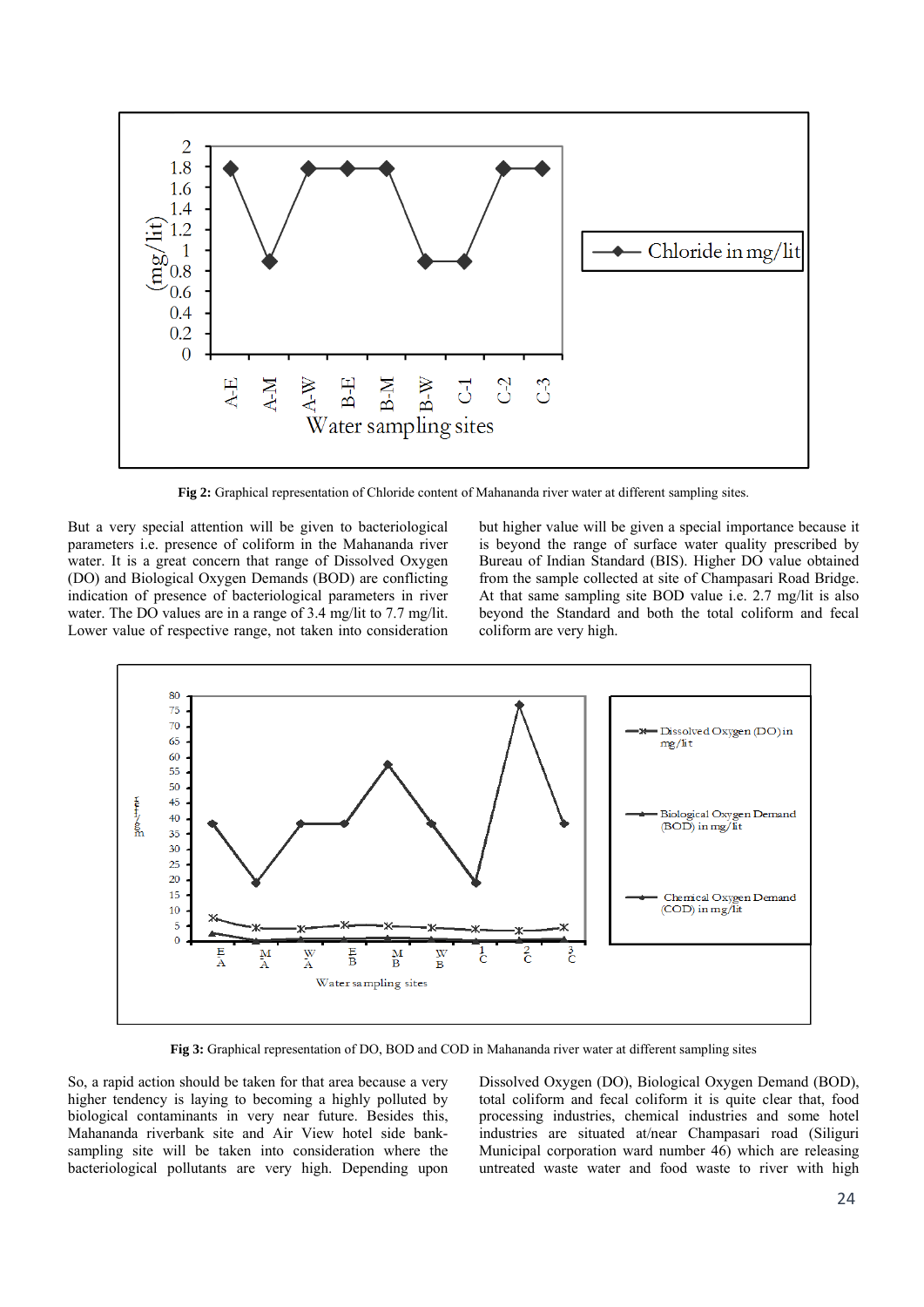Fig 2: Graphical representation of Chloride content of Mahananda river water at different sampling sites.

But a very special attention will be given to bacteriological parameters i.e. presence of coliform in the Mahananda river water. It is a great concern that range of Dissolved Oxygen (DO) and Biological Oxygen Demands (BOD) are conflicting indication of presence of bacteriological parameters in river water. The DO values are in a range of 3.4 mg/lit to 7.7 mg/lit. Lower value of respective range, not taken into consideration but higher value will be given a special importance because it is beyond the range of surface water quality prescribed by Bureau of Indian Standard (BIS). Higher DO value obtained from the sample collected at site of Champasari Road Bridge. At that same sampling site BOD value i.e. 2.7 mg/lit is also beyond the Standard and both the total coliform and fecal coliform are very high.

**Fig 3:** Graphical representation of DO, BOD and COD in Mahananda river water at different sampling sites

So, a rapid action should be taken for that area because a very higher tendency is laying to becoming a highly polluted by biological contaminants in very near future. Besides this, Mahananda riverbank site and Air View hotel side bank-sampling site will be taken into consideration where the bacteriological pollutants are very high. Depending upon Dissolved Oxygen (DO), Biological Oxygen Demand (BOD), total coliform and fecal coliform it is quite clear that, food processing industries, chemical industries and some hotel industries are situated at/near Champasari road (Siliguri Municipal corporation ward number 46) which are releasing untreated waste water and food waste to river with high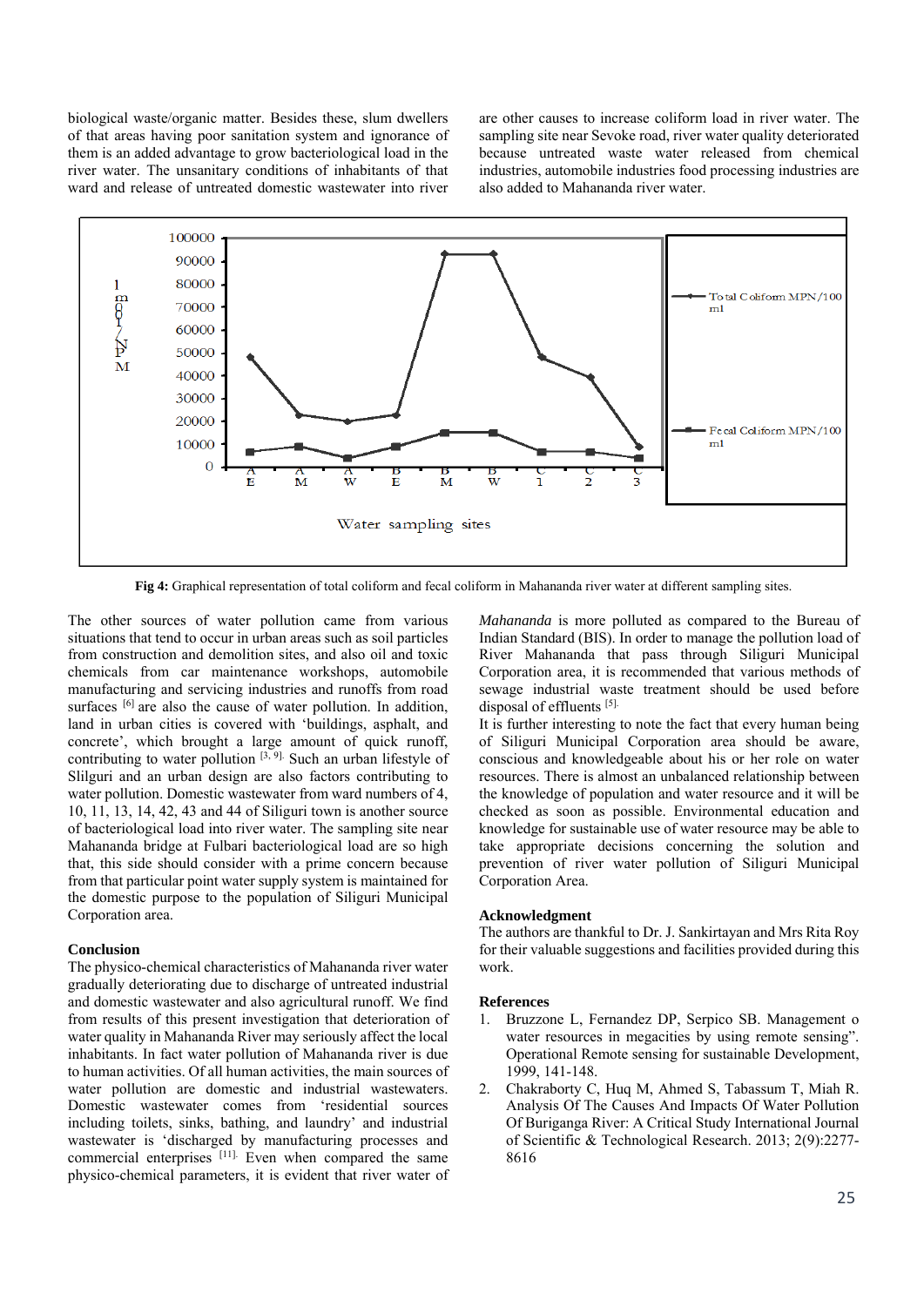biological waste/organic matter. Besides these, slum dwellers of that areas having poor sanitation system and ignorance of them is an added advantage to grow bacteriological load in the river water. The unsanitary conditions of inhabitants of that ward and release of untreated domestic wastewater into river are other causes to increase coliform load in river water. The sampling site near Sevoke road, river water quality deteriorated because untreated industrial waste water released from chemical industries, automobile industries food processing industries are also added to Mahananda river water.

**Fig 4:** Graphical representation of total coliform and fecal coliform in Mahananda river water at different sampling sites.

The other sources of water pollution came from various situations that tend to occur in urban areas such as soil particles from construction and demolition sites, and also oil and toxic chemicals from car maintenance workshops, automobile manufacturing and servicing industries and runoffs from road surfaces [6] are also the cause of water pollution. In addition, land in urban cities is covered with 'buildings, asphalt, and concrete', which brought a large amount of quick runoff, contributing to water pollution [3, 9]. Such an urban lifestyle of Slilguri and an urban design are also factors contributing to water pollution. Domestic wastewater from ward numbers of 4, 10, 11, 13, 14, 42, 43 and 44 of Siliguri town is another source of bacteriological load into river water. The sampling site near Mahananda bridge at Fulbari bacteriological load are so high that, this side should consider with a prime concern because from that particular point water supply system is maintained for the domestic purpose to the population of Siliguri Municipal Corporation area.

## Conclusion

The physico-chemical characteristics of Mahananda river water gradually deteriorating due to discharge of untreated industrial and domestic wastewater and also agricultural runoff. We find from results of this present investigation that deterioration of water quality in Mahananda River may seriously affect the local inhabitants. In fact water pollution of Mahananda river is due to human activities. Of all human activities, the main sources of water pollution are domestic and industrial wastewaters. Domestic wastewater comes from 'residential sources including toilets, sinks, bathing, and laundry' and industrial wastewater is 'discharged by manufacturing processes and commercial enterprises [11]. Even when compared the same physico-chemical parameters, it is evident that river water of *Mahananda* is more polluted as compared to the Bureau of Indian Standard (BIS). In order to manage the pollution load of River Mahananda that pass through Siliguri Municipal Corporation area, it is recommended that various methods of sewage industrial waste water treatment should be used before disposal of effluents [5].

It is further interesting to note the fact that every human being of Siliguri Municipal Corporation area should be aware, conscious and knowledgeable about his or her role on water resources. There is almost an unbalanced relationship between the knowledge of population and water resource and it will be checked as soon as possible. Environmental education and knowledge for sustainable use of water resource may be able to take appropriate decisions concerning the solution and prevention of river water pollution of Siliguri Municipal Corporation Area.

## Acknowledgment

The authors are thankful to Dr. J. Sankirtayan and Mrs Rita Roy for their valuable suggestions and facilities provided during this work.

## References

1. Bruzzone L, Fernandez DP, Serpico SB. Management o water resources in megacities by using remote sensing". Operational Remote sensing for sustainable Development, 1999, 141-148.
2. Chakraborty C, Huq M, Ahmed S, Tabassum T, Miah R. Analysis Of The Causes And Impacts Of Water Pollution Of Buriganga River: A Critical Study International Journal of Scientific & Technological Research. 2013; 2(9):2277-8616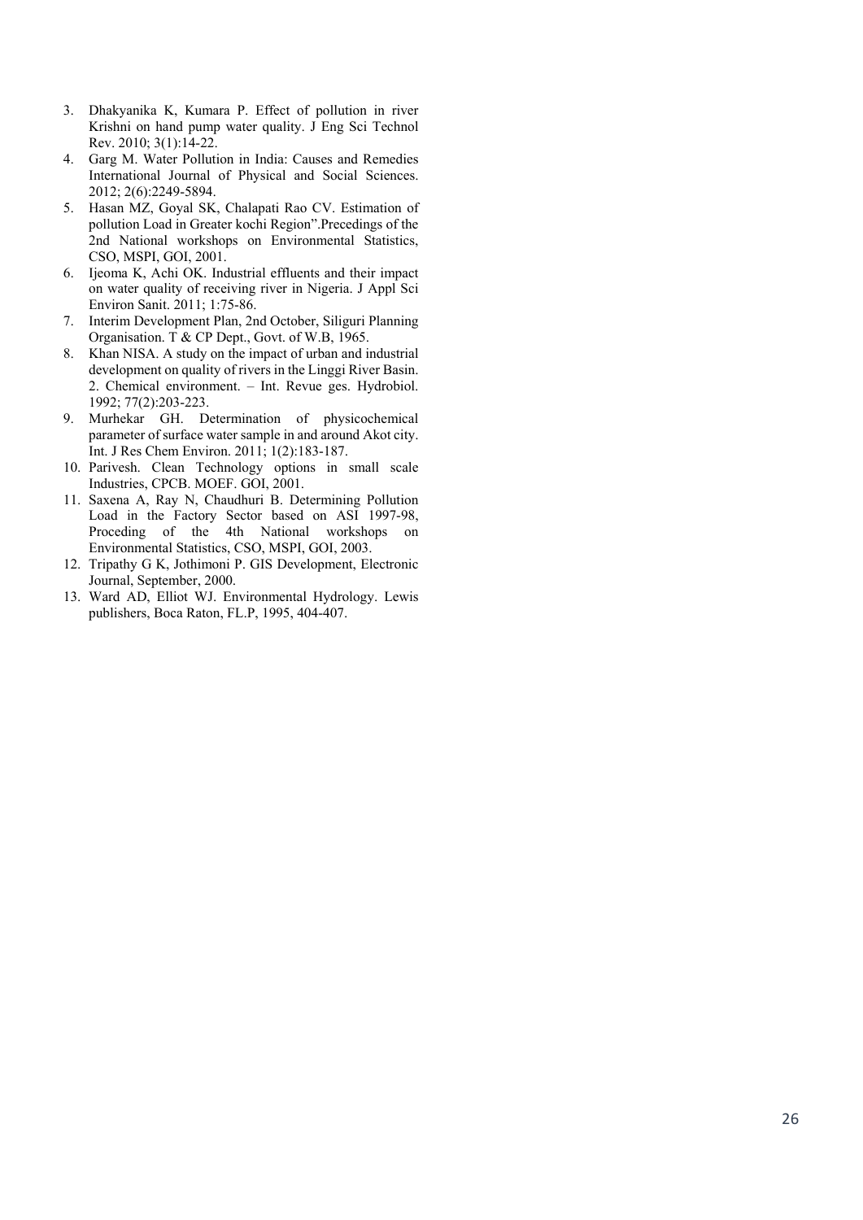3. Dhakyanika K, Kumara P. Effect of pollution in river Krishni on hand pump water quality. J Eng Sci Technol Rev. 2010; 3(1):14-22.
4. Garg M. Water Pollution in India: Causes and Remedies International Journal of Physical and Social Sciences. 2012; 2(6):2249-5894.
5. Hasan MZ, Goyal SK, Chalapati Rao CV. Estimation of pollution Load in Greater kochi Region".Precedings of the 2nd National workshops on Environmental Statistics, CSO, MSPI, GOI, 2001.
6. Ijeoma K, Achi OK. Industrial effluents and their impact on water quality of receiving river in Nigeria. J Appl Sci Environ Sanit. 2011; 1:75-86.
7. Interim Development Plan, 2nd October, Siliguri Planning Organisation. T & CP Dept., Govt. of W.B, 1965.
8. Khan NISA. A study on the impact of urban and industrial development on quality of rivers in the Linggi River Basin. 2. Chemical environment. – Int. Revue ges. Hydrobiol. 1992; 77(2):203-223.
9. Murhekar GH. Determination of physicochemical parameter of surface water sample in and around Akot city. Int. J Res Chem Environ. 2011; 1(2):183-187.
10. Parivesh. Clean Technology options in small scale Industries, CPCB. MOEF. GOI, 2001.
11. Saxena A, Ray N, Chaudhuri B. Determining Pollution Load in the Factory Sector based on ASI 1997-98, Proceding of the 4th National workshops on Environmental Statistics, CSO, MSPI, GOI, 2003.
12. Tripathy G K, Jothimoni P. GIS Development, Electronic Journal, September, 2000.
13. Ward AD, Elliot WJ. Environmental Hydrology. Lewis publishers, Boca Raton, FL.P, 1995, 404-407.